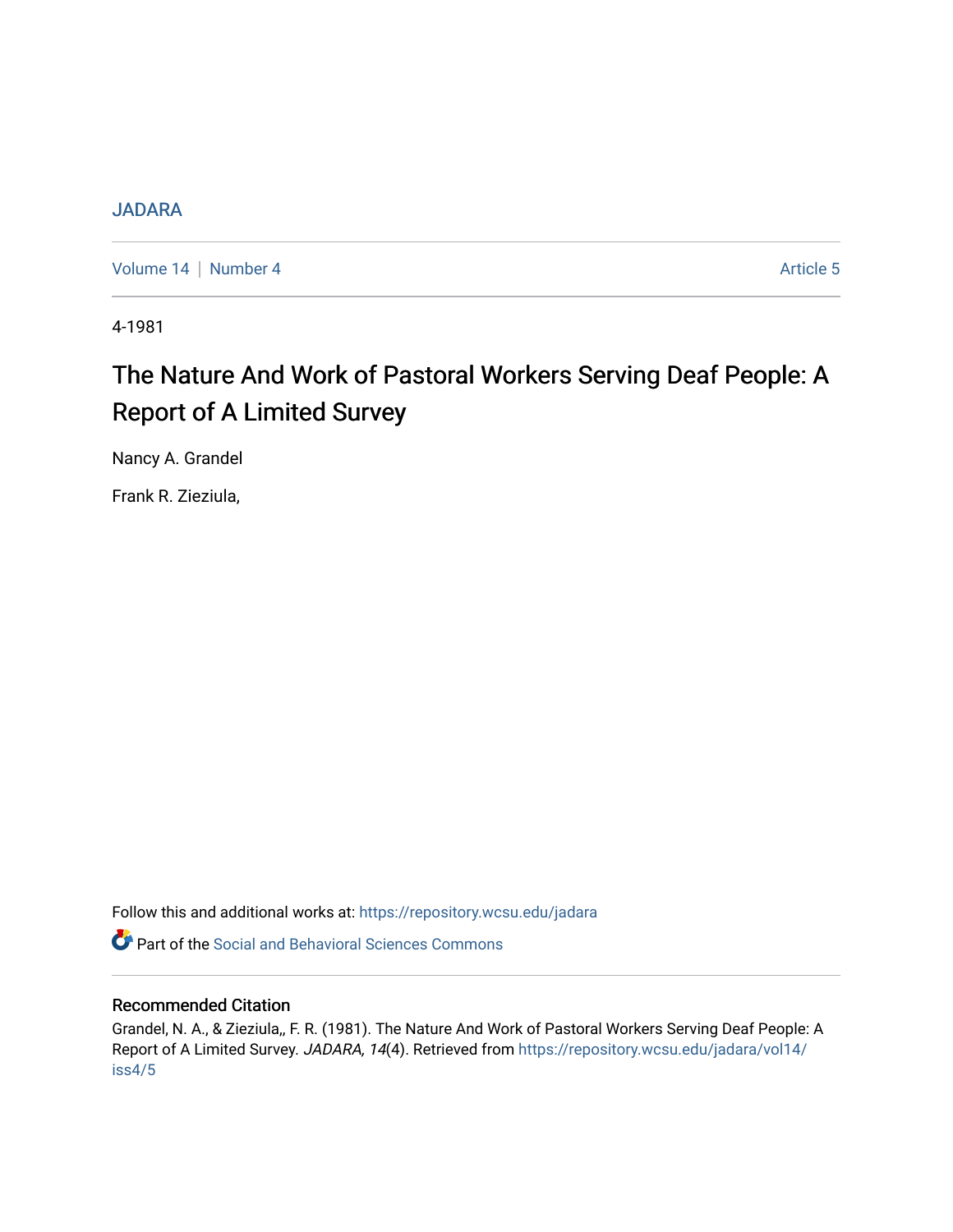JADARA

Volume 14 | Number 4 Article 5

4-1981

# The Nature And Work of Pastoral Workers Serving Deaf People: A Report of A Limited Survey

Nancy A. Grandel

Frank R. Zieziula,

Follow this and additional works at: https://repository.wcsu.edu/jadara

Part of the Social and Behavioral Sciences Commons

## Recommended Citation

Grandel, N. A., & Zieziula,, F. R. (1981). The Nature And Work of Pastoral Workers Serving Deaf People: A Report of A Limited Survey. *JADARA, 14*(4). Retrieved from https://repository.wcsu.edu/jadara/vol14/iss4/5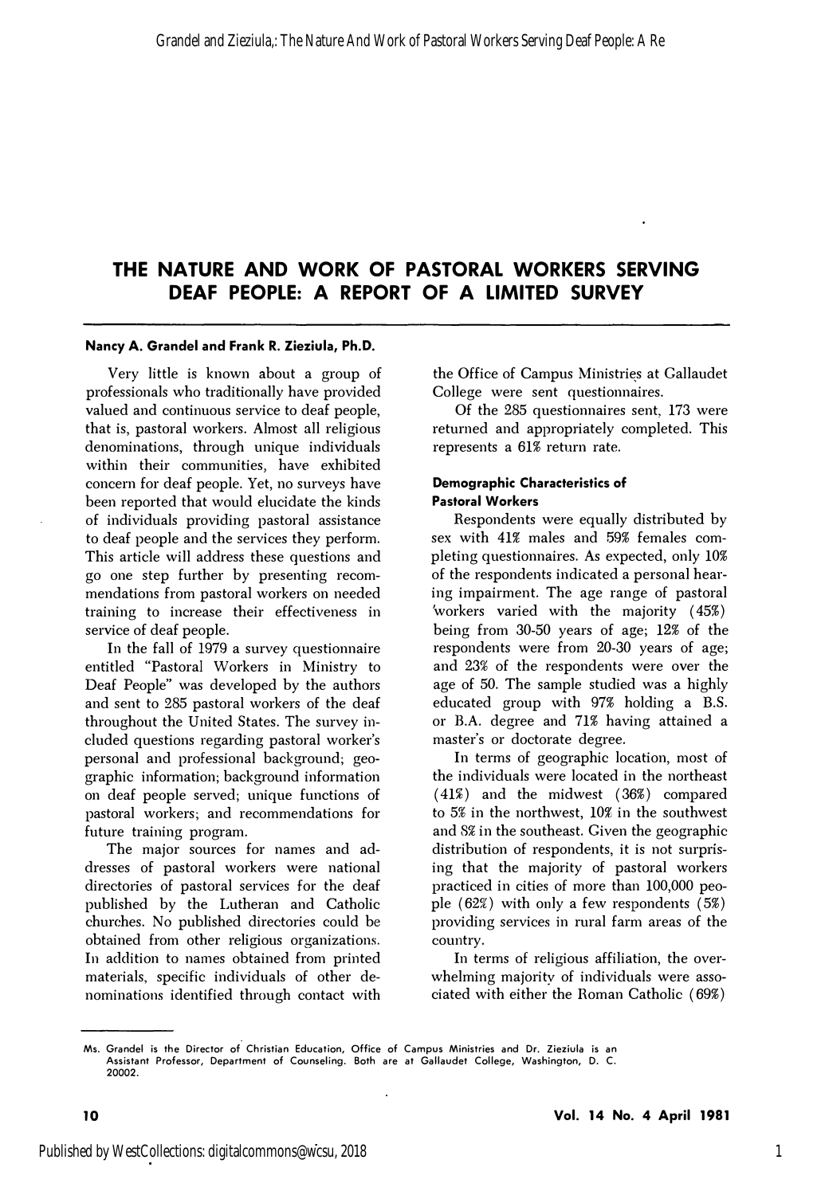# THE NATURE AND WORK OF PASTORAL WORKERS SERVING DEAF PEOPLE: A REPORT OF A LIMITED SURVEY

**Nancy A. Grandel and Frank R. Zieziula, Ph.D.**

Very little is known about a group of professionals who traditionally have provided valued and continuous service to deaf people, that is, pastoral workers. Almost all religious denominations, through unique individuals within their communities, have exhibited concern for deaf people. Yet, no surveys have been reported that would elucidate the kinds of individuals providing pastoral assistance to deaf people and the services they perform. This article will address these questions and go one step further by presenting recommendations from pastoral workers on needed training to increase their effectiveness in service of deaf people.

In the fall of 1979 a survey questionnaire entitled "Pastoral Workers in Ministry to Deaf People" was developed by the authors and sent to 285 pastoral workers of the deaf throughout the United States. The survey included questions regarding pastoral worker's personal and professional background; geographic information; background information on deaf people served; unique functions of pastoral workers; and recommendations for future training program.

The major sources for names and addresses of pastoral workers were national directories of pastoral services for the deaf published by the Lutheran and Catholic churches. No published directories could be obtained from other religious organizations. In addition to names obtained from printed materials, specific individuals of other denominations identified through contact with the Office of Campus Ministries at Gallaudet College were sent questionnaires.

Of the 285 questionnaires sent, 173 were returned and appropriately completed. This represents a 61% return rate.

### Demographic Characteristics of Pastoral Workers

Respondents were equally distributed by sex with 41% males and 59% females completing questionnaires. As expected, only 10% of the respondents indicated a personal hearing impairment. The age range of pastoral workers varied with the majority (45%) being from 30-50 years of age; 12% of the respondents were from 20-30 years of age; and 23% of the respondents were over the age of 50. The sample studied was a highly educated group with 97% holding a B.S. or B.A. degree and 71% having attained a master's or doctorate degree.

In terms of geographic location, most of the individuals were located in the northeast (41%) and the midwest (36%) compared to 5% in the northwest, 10% in the southwest and 8% in the southeast. Given the geographic distribution of respondents, it is not surprising that the majority of pastoral workers practiced in cities of more than 100,000 people (62%) with only a few respondents (5%) providing services in rural farm areas of the country.

In terms of religious affiliation, the overwhelming majority of individuals were associated with either the Roman Catholic (69%)

---

Ms. Grandel is the Director of Christian Education, Office of Campus Ministries and Dr. Zieziula is an Assistant Professor, Department of Counseling. Both are at Gallaudet College, Washington, D. C. 20002.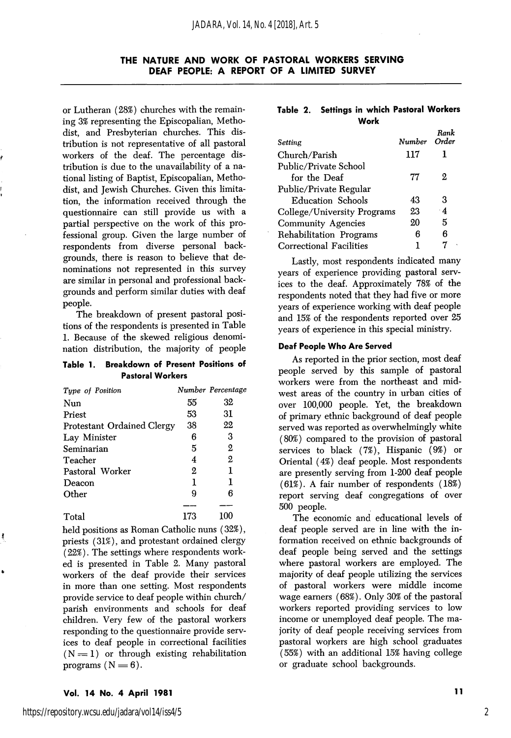or Lutheran (28%) churches with the remaining 3% representing the Episcopalian, Methodist, and Presbyterian churches. This distribution is not representative of all pastoral workers of the deaf. The percentage distribution is due to the unavailability of a national listing of Baptist, Episcopalian, Methodist, and Jewish Churches. Given this limitation, the information received through the questionnaire can still provide us with a partial perspective on the work of this professional group. Given the large number of respondents from diverse personal backgrounds, there is reason to believe that denominations not represented in this survey are similar in personal and professional backgrounds and perform similar duties with deaf people.

The breakdown of present pastoral positions of the respondents is presented in Table 1. Because of the skewed religious denomination distribution, the majority of people

**Table 1. Breakdown of Present Positions of Pastoral Workers**

| *Type of Position* | *Number* | *Percentage* |
|---|---|---|
| Nun | 55 | 32 |
| Priest | 53 | 31 |
| Protestant Ordained Clergy | 38 | 22 |
| Lay Minister | 6 | 3 |
| Seminarian | 5 | 2 |
| Teacher | 4 | 2 |
| Pastoral Worker | 2 | 1 |
| Deacon | 1 | 1 |
| Other | 9 | 6 |
| Total | 173 | 100 |

held positions as Roman Catholic nuns (32%), priests (31%), and protestant ordained clergy (22%). The settings where respondents worked is presented in Table 2. Many pastoral workers of the deaf provide their services in more than one setting. Most respondents provide service to deaf people within church/parish environments and schools for deaf children. Very few of the pastoral workers responding to the questionnaire provide services to deaf people in correctional facilities (N = 1) or through existing rehabilitation programs (N = 6).

**Table 2. Settings in which Pastoral Workers Work**

| *Setting* | *Number* | *Rank Order* |
|---|---|---|
| Church/Parish | 117 | 1 |
| Public/Private School for the Deaf | 77 | 2 |
| Public/Private Regular Education Schools | 43 | 3 |
| College/University Programs | 23 | 4 |
| Community Agencies | 20 | 5 |
| Rehabilitation Programs | 6 | 6 |
| Correctional Facilities | 1 | 7 |

Lastly, most respondents indicated many years of experience providing pastoral services to the deaf. Approximately 78% of the respondents noted that they had five or more years of experience working with deaf people and 15% of the respondents reported over 25 years of experience in this special ministry.

### Deaf People Who Are Served

As reported in the prior section, most deaf people served by this sample of pastoral workers were from the northeast and midwest areas of the country in urban cities of over 100,000 people. Yet, the breakdown of primary ethnic background of deaf people served was reported as overwhelmingly white (80%) compared to the provision of pastoral services to black (7%), Hispanic (9%) or Oriental (4%) deaf people. Most respondents are presently serving from 1-200 deaf people (61%). A fair number of respondents (18%) report serving deaf congregations of over 500 people.

The economic and educational levels of deaf people served are in line with the information received on ethnic backgrounds of deaf people being served and the settings where pastoral workers are employed. The majority of deaf people utilizing the services of pastoral workers were middle income wage earners (68%). Only 30% of the pastoral workers reported providing services to low income or unemployed deaf people. The majority of deaf people receiving services from pastoral workers are high school graduates (55%) with an additional 15% having college or graduate school backgrounds.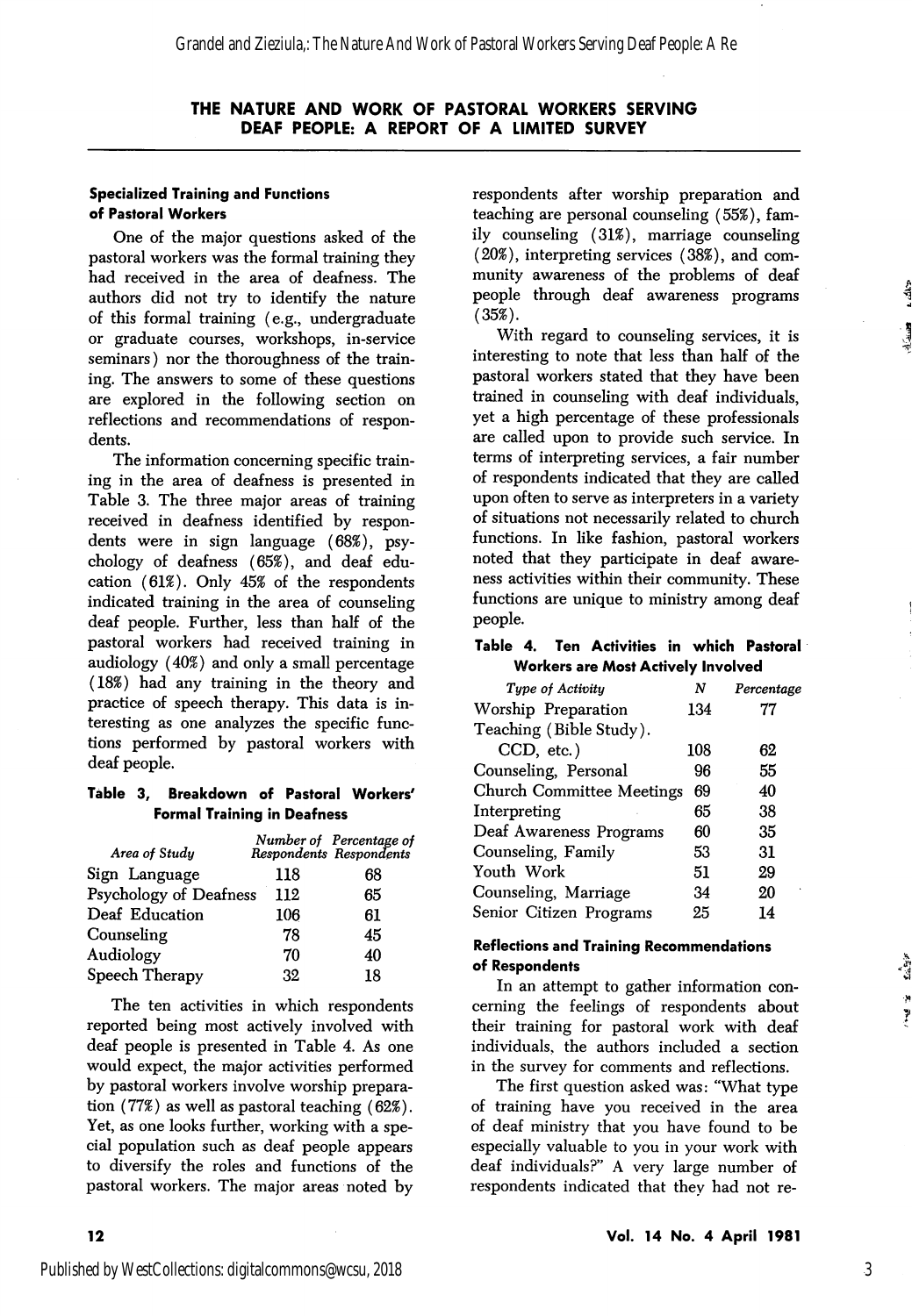## THE NATURE AND WORK OF PASTORAL WORKERS SERVING DEAF PEOPLE: A REPORT OF A LIMITED SURVEY

### Specialized Training and Functions of Pastoral Workers

One of the major questions asked of the pastoral workers was the formal training they had received in the area of deafness. The authors did not try to identify the nature of this formal training (e.g., undergraduate or graduate courses, workshops, in-service seminars) nor the thoroughness of the training. The answers to some of these questions are explored in the following section on reflections and recommendations of respondents.

The information concerning specific training in the area of deafness is presented in Table 3. The three major areas of training received in deafness identified by respondents were in sign language (68%), psychology of deafness (65%), and deaf education (61%). Only 45% of the respondents indicated training in the area of counseling deaf people. Further, less than half of the pastoral workers had received training in audiology (40%) and only a small percentage (18%) had any training in the theory and practice of speech therapy. This data is interesting as one analyzes the specific functions performed by pastoral workers with deaf people.

**Table 3, Breakdown of Pastoral Workers' Formal Training in Deafness**

| *Area of Study* | *Number of Respondents* | *Percentage of Respondents* |
|---|---|---|
| Sign Language | 118 | 68 |
| Psychology of Deafness | 112 | 65 |
| Deaf Education | 106 | 61 |
| Counseling | 78 | 45 |
| Audiology | 70 | 40 |
| Speech Therapy | 32 | 18 |

The ten activities in which respondents reported being most actively involved with deaf people is presented in Table 4. As one would expect, the major activities performed by pastoral workers involve worship preparation (77%) as well as pastoral teaching (62%). Yet, as one looks further, working with a special population such as deaf people appears to diversify the roles and functions of the pastoral workers. The major areas noted by respondents after worship preparation and teaching are personal counseling (55%), family counseling (31%), marriage counseling (20%), interpreting services (38%), and community awareness of the problems of deaf people through deaf awareness programs (35%).

With regard to counseling services, it is interesting to note that less than half of the pastoral workers stated that they have been trained in counseling with deaf individuals, yet a high percentage of these professionals are called upon to provide such service. In terms of interpreting services, a fair number of respondents indicated that they are called upon often to serve as interpreters in a variety of situations not necessarily related to church functions. In like fashion, pastoral workers noted that they participate in deaf awareness activities within their community. These functions are unique to ministry among deaf people.

**Table 4. Ten Activities in which Pastoral Workers are Most Actively Involved**

| *Type of Activity* | *N* | *Percentage* |
|---|---|---|
| Worship Preparation | 134 | 77 |
| Teaching (Bible Study). CCD, etc.) | 108 | 62 |
| Counseling, Personal | 96 | 55 |
| Church Committee Meetings | 69 | 40 |
| Interpreting | 65 | 38 |
| Deaf Awareness Programs | 60 | 35 |
| Counseling, Family | 53 | 31 |
| Youth Work | 51 | 29 |
| Counseling, Marriage | 34 | 20 |
| Senior Citizen Programs | 25 | 14 |

### Reflections and Training Recommendations of Respondents

In an attempt to gather information concerning the feelings of respondents about their training for pastoral work with deaf individuals, the authors included a section in the survey for comments and reflections.

The first question asked was: "What type of training have you received in the area of deaf ministry that you have found to be especially valuable to you in your work with deaf individuals?" A very large number of respondents indicated that they had not re-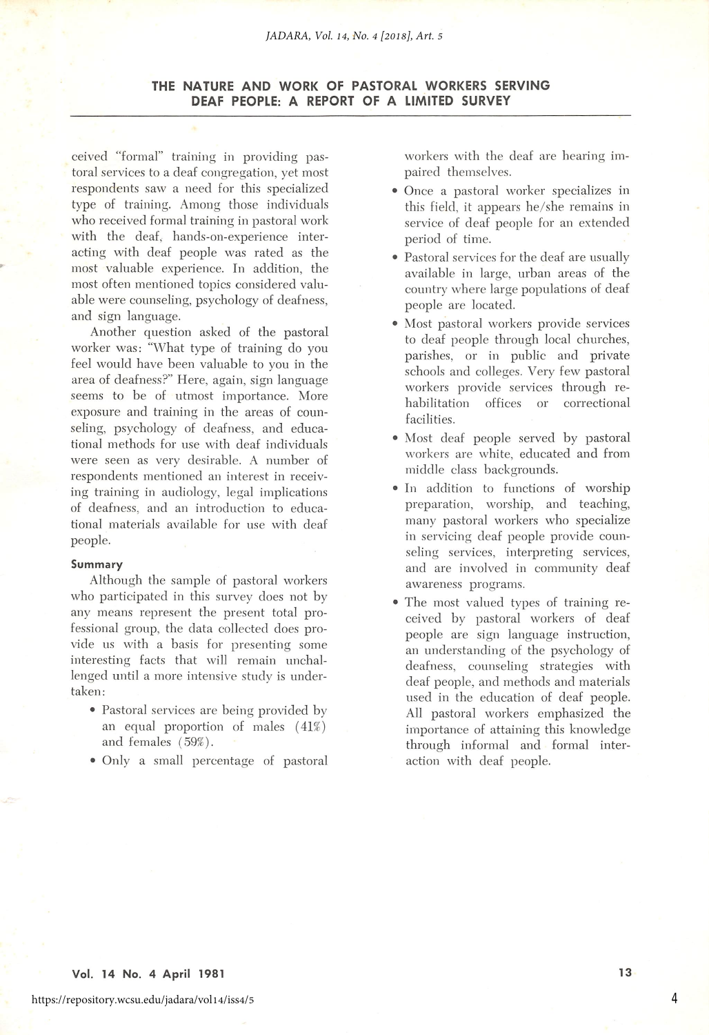ceived "formal" training in providing pastoral services to a deaf congregation, yet most respondents saw a need for this specialized type of training. Among those individuals who received formal training in pastoral work with the deaf, hands-on-experience interacting with deaf people was rated as the most valuable experience. In addition, the most often mentioned topics considered valuable were counseling, psychology of deafness, and sign language.

Another question asked of the pastoral worker was: "What type of training do you feel would have been valuable to you in the area of deafness?" Here, again, sign language seems to be of utmost importance. More exposure and training in the areas of counseling, psychology of deafness, and educational methods for use with deaf individuals were seen as very desirable. A number of respondents mentioned an interest in receiving training in audiology, legal implications of deafness, and an introduction to educational materials available for use with deaf people.

### Summary

Although the sample of pastoral workers who participated in this survey does not by any means represent the present total professional group, the data collected does provide us with a basis for presenting some interesting facts that will remain unchallenged until a more intensive study is undertaken:

- Pastoral services are being provided by an equal proportion of males (41%) and females (59%).
- Only a small percentage of pastoral workers with the deaf are hearing impaired themselves.
- Once a pastoral worker specializes in this field, it appears he/she remains in service of deaf people for an extended period of time.
- Pastoral services for the deaf are usually available in large, urban areas of the country where large populations of deaf people are located.
- Most pastoral workers provide services to deaf people through local churches, parishes, or in public and private schools and colleges. Very few pastoral workers provide services through rehabilitation offices or correctional facilities.
- Most deaf people served by pastoral workers are white, educated and from middle class backgrounds.
- In addition to functions of worship preparation, worship, and teaching, many pastoral workers who specialize in servicing deaf people provide counseling services, interpreting services, and are involved in community deaf awareness programs.
- The most valued types of training received by pastoral workers of deaf people are sign language instruction, an understanding of the psychology of deafness, counseling strategies with deaf people, and methods and materials used in the education of deaf people. All pastoral workers emphasized the importance of attaining this knowledge through informal and formal interaction with deaf people.